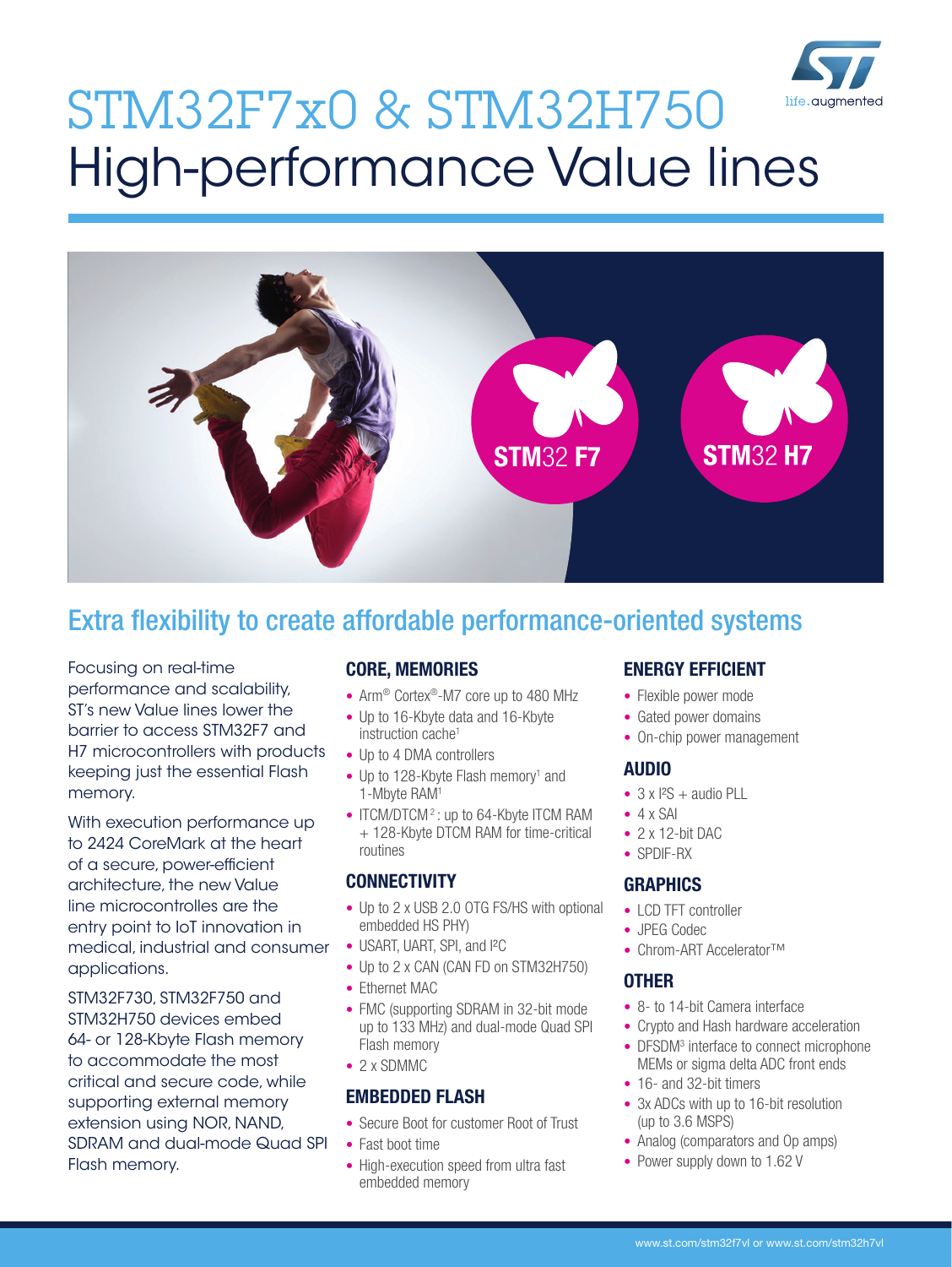# STM32F7x0 & STM32H750 High-performance Value lines

## Extra flexibility to create affordable performance-oriented systems

Focusing on real-time performance and scalability, ST's new Value lines lower the barrier to access STM32F7 and H7 microcontrollers with products keeping just the essential Flash memory.

With execution performance up to 2424 CoreMark at the heart of a secure, power-efficient architecture, the new Value line microcontrollers are the entry point to IoT innovation in medical, industrial and consumer applications.

STM32F730, STM32F750 and STM32H750 devices embed 64- or 128-Kbyte Flash memory to accommodate the most critical and secure code, while supporting external memory extension using NOR, NAND, SDRAM and dual-mode Quad SPI Flash memory.

### CORE, MEMORIES

- Arm® Cortex®-M7 core up to 480 MHz
- Up to 16-Kbyte data and 16-Kbyte instruction cache[1]
- Up to 4 DMA controllers
- Up to 128-Kbyte Flash memory[1] and 1-Mbyte RAM[1]
- ITCM/DTCM[2]: up to 64-Kbyte ITCM RAM + 128-Kbyte DTCM RAM for time-critical routines

### CONNECTIVITY

- Up to 2 x USB 2.0 OTG FS/HS with optional embedded HS PHY)
- USART, UART, SPI, and I²C
- Up to 2 x CAN (CAN FD on STM32H750)
- Ethernet MAC
- FMC (supporting SDRAM in 32-bit mode up to 133 MHz) and dual-mode Quad SPI Flash memory
- 2 x SDMMC

### EMBEDDED FLASH

- Secure Boot for customer Root of Trust
- Fast boot time
- High-execution speed from ultra fast embedded memory

### ENERGY EFFICIENT

- Flexible power mode
- Gated power domains
- On-chip power management

### AUDIO

- 3 x I²S + audio PLL
- 4 x SAI
- 2 x 12-bit DAC
- SPDIF-RX

### GRAPHICS

- LCD TFT controller
- JPEG Codec
- Chrom-ART Accelerator™

### OTHER

- 8- to 14-bit Camera interface
- Crypto and Hash hardware acceleration
- DFSDM[3] interface to connect microphone MEMs or sigma delta ADC front ends
- 16- and 32-bit timers
- 3x ADCs with up to 16-bit resolution (up to 3.6 MSPS)
- Analog (comparators and Op amps)
- Power supply down to 1.62 V

www.st.com/stm32f7vl or www.st.com/stm32h7vl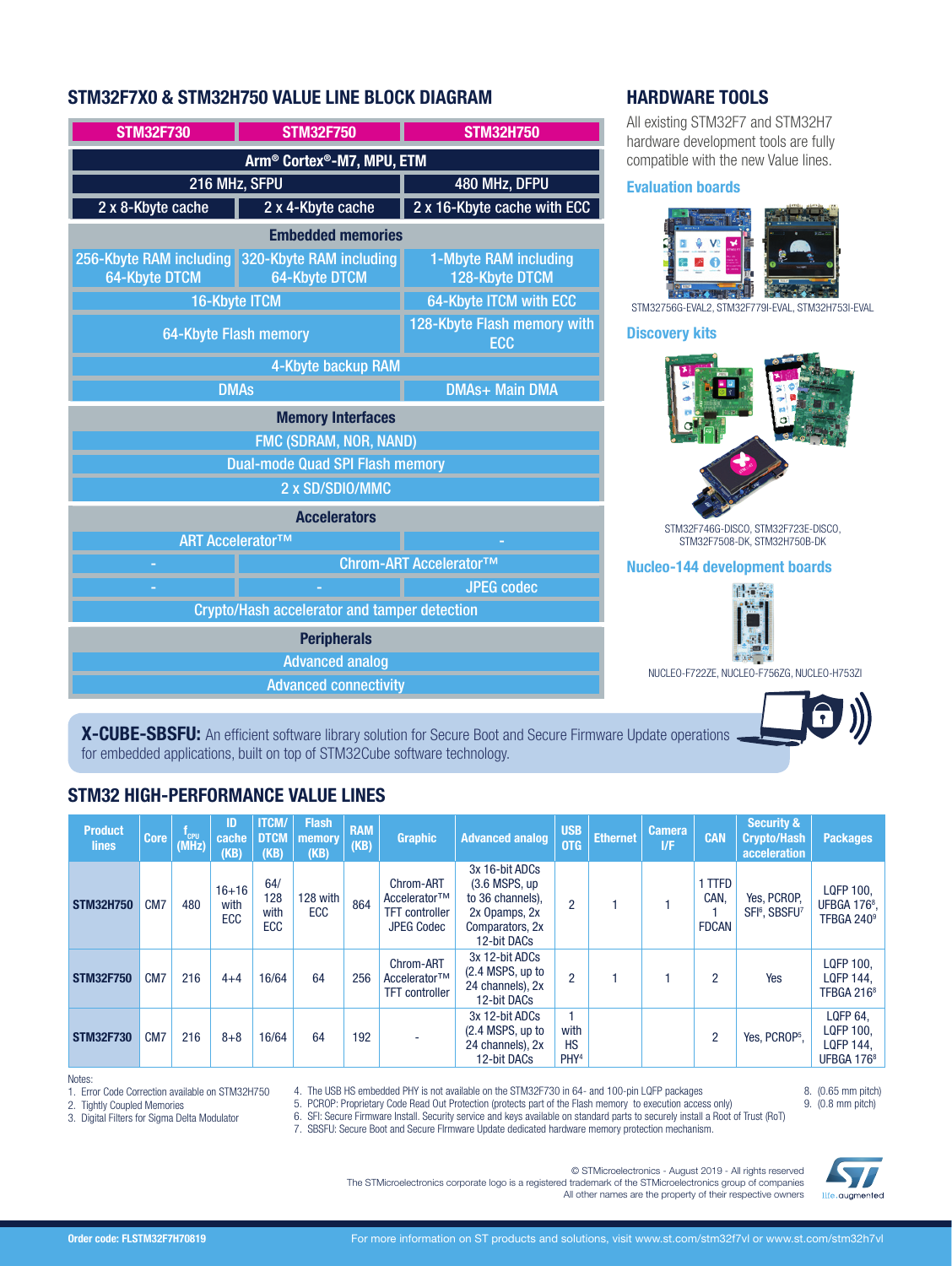## STM32F7X0 & STM32H750 VALUE LINE BLOCK DIAGRAM

| STM32F730 | STM32F750 | STM32H750 |
|---|---|---|
| Arm® Cortex®-M7, MPU, ETM | | |
| 216 MHz, SFPU | | 480 MHz, DFPU |
| 2 x 8-Kbyte cache | 2 x 4-Kbyte cache | 2 x 16-Kbyte cache with ECC |
| **Embedded memories** | | |
| 256-Kbyte RAM including 64-Kbyte DTCM | 320-Kbyte RAM including 64-Kbyte DTCM | 1-Mbyte RAM including 128-Kbyte DTCM |
| 16-Kbyte ITCM | | 64-Kbyte ITCM with ECC |
| 64-Kbyte Flash memory | | 128-Kbyte Flash memory with ECC |
| 4-Kbyte backup RAM | | |
| DMAs | | DMAs+ Main DMA |
| **Memory Interfaces** | | |
| FMC (SDRAM, NOR, NAND) | | |
| Dual-mode Quad SPI Flash memory | | |
| 2 x SD/SDIO/MMC | | |
| **Accelerators** | | |
| ART Accelerator™ | | - |
| - | Chrom-ART Accelerator™ | |
| - | - | JPEG codec |
| Crypto/Hash accelerator and tamper detection | | |
| **Peripherals** | | |
| Advanced analog | | |
| Advanced connectivity | | |

## HARDWARE TOOLS

All existing STM32F7 and STM32H7 hardware development tools are fully compatible with the new Value lines.

### Evaluation boards

STM32756G-EVAL2, STM32F779I-EVAL, STM32H753I-EVAL

### Discovery kits

STM32F746G-DISCO, STM32F723E-DISCO, STM32F7508-DK, STM32H750B-DK

### Nucleo-144 development boards

NUCLEO-F722ZE, NUCLEO-F756ZG, NUCLEO-H753ZI

**X-CUBE-SBSFU:** An efficient software library solution for Secure Boot and Secure Firmware Update operations for embedded applications, built on top of STM32Cube software technology.

## STM32 HIGH-PERFORMANCE VALUE LINES

| Product lines | Core | $f_{CPU}$ (MHz) | ID cache (KB) | ITCM/ DTCM (KB) | Flash memory (KB) | RAM (KB) | Graphic | Advanced analog | USB OTG | Ethernet | Camera I/F | CAN | Security & Crypto/Hash acceleration | Packages |
|---|---|---|---|---|---|---|---|---|---|---|---|---|---|---|
| **STM32H750** | CM7 | 480 | 16+16 with ECC | 64/ 128 with ECC | 128 with ECC | 864 | Chrom-ART Accelerator™ TFT controller JPEG Codec | 3x 16-bit ADCs (3.6 MSPS, up to 36 channels), 2x Opamps, 2x Comparators, 2x 12-bit DACs | 2 | 1 | 1 | 1 TTFD CAN, 1 FDCAN | Yes, PCROP, SFI[6], SBSFU[7] | LQFP 100, UFBGA 176[8], TFBGA 240[9] |
| **STM32F750** | CM7 | 216 | 4+4 | 16/64 | 64 | 256 | Chrom-ART Accelerator™ TFT controller | 3x 12-bit ADCs (2.4 MSPS, up to 24 channels), 2x 12-bit DACs | 2 | 1 | 1 | 2 | Yes | LQFP 100, LQFP 144, TFBGA 216[8] |
| **STM32F730** | CM7 | 216 | 8+8 | 16/64 | 64 | 192 | - | 3x 12-bit ADCs (2.4 MSPS, up to 24 channels), 2x 12-bit DACs | 1 with HS PHY[4] | | | 2 | Yes, PCROP[5], | LQFP 64, LQFP 100, LQFP 144, UFBGA 176[8] |

Notes:

1. Error Code Correction available on STM32H750
2. Tightly Coupled Memories
3. Digital Filters for Sigma Delta Modulator
4. The USB HS embedded PHY is not available on the STM32F730 in 64- and 100-pin LQFP packages
5. PCROP: Proprietary Code Read Out Protection (protects part of the Flash memory to execution access only)
6. SFI: Secure Firmware Install. Security service and keys available on standard parts to securely install a Root of Trust (RoT)
7. SBSFU: Secure Boot and Secure FIrmware Update dedicated hardware memory protection mechanism.
8. (0.65 mm pitch)
9. (0.8 mm pitch)

© STMicroelectronics - August 2019 - All rights reserved
The STMicroelectronics corporate logo is a registered trademark of the STMicroelectronics group of companies
All other names are the property of their respective owners

Order code: FLSTM32F7H70819

For more information on ST products and solutions, visit www.st.com/stm32f7vl or www.st.com/stm32h7vl